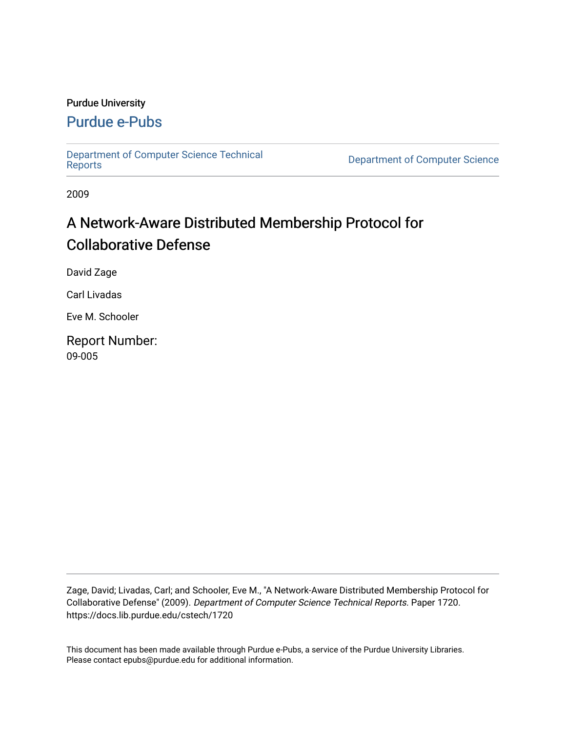Purdue University

# Purdue e-Pubs

Department of Computer Science Technical Reports

Department of Computer Science

2009

# A Network-Aware Distributed Membership Protocol for Collaborative Defense

David Zage

Carl Livadas

Eve M. Schooler

Report Number:
09-005

Zage, David; Livadas, Carl; and Schooler, Eve M., "A Network-Aware Distributed Membership Protocol for Collaborative Defense" (2009). *Department of Computer Science Technical Reports.* Paper 1720.
https://docs.lib.purdue.edu/cstech/1720

This document has been made available through Purdue e-Pubs, a service of the Purdue University Libraries.
Please contact epubs@purdue.edu for additional information.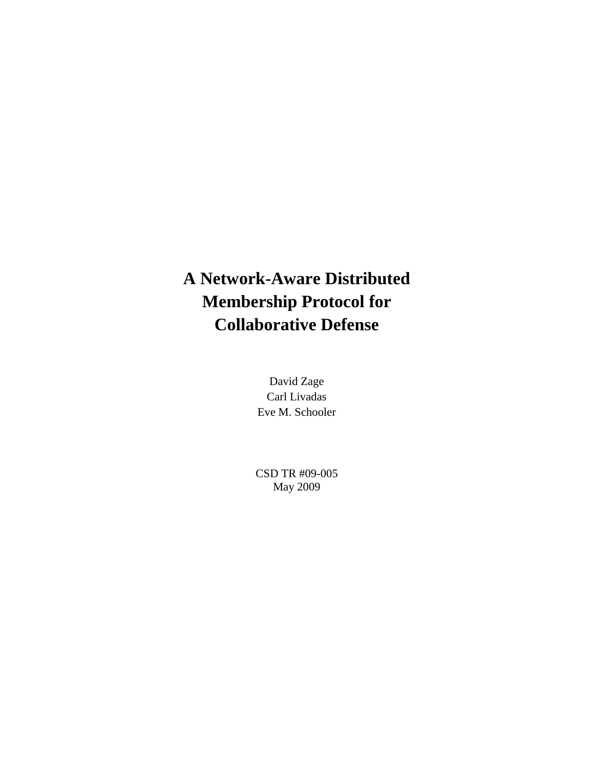# A Network-Aware Distributed Membership Protocol for Collaborative Defense

David Zage
Carl Livadas
Eve M. Schooler

CSD TR #09-005
May 2009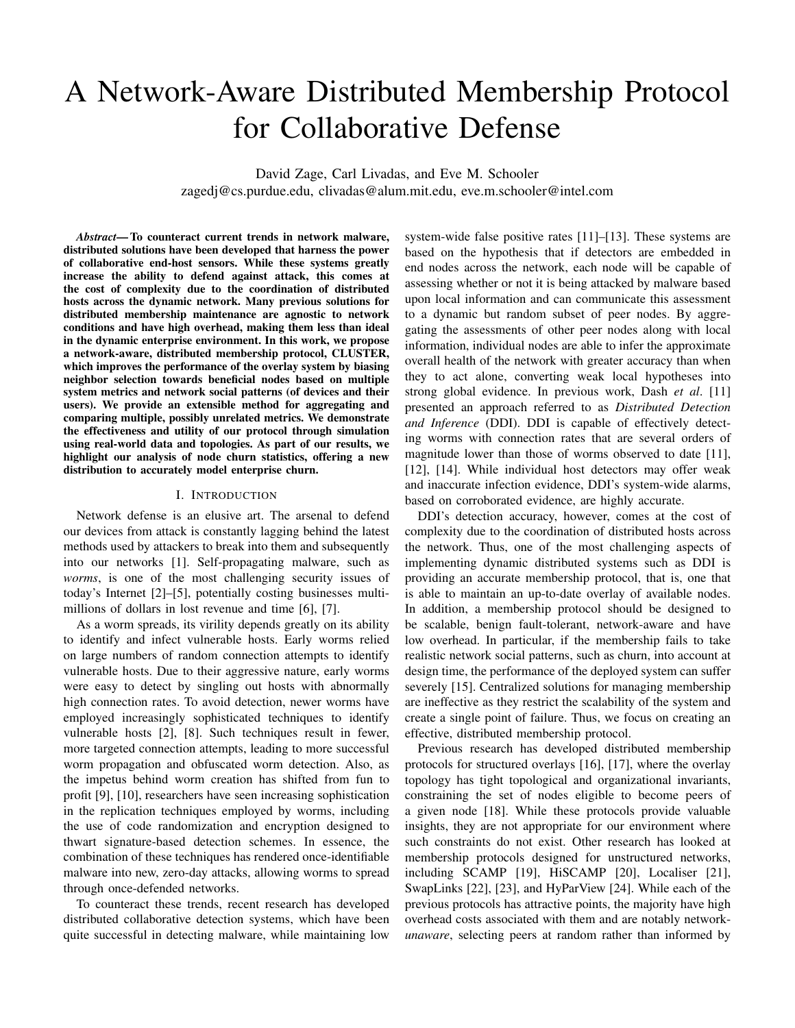# A Network-Aware Distributed Membership Protocol for Collaborative Defense

David Zage, Carl Livadas, and Eve M. Schooler
zagedj@cs.purdue.edu, clivadas@alum.mit.edu, eve.m.schooler@intel.com

***Abstract*— To counteract current trends in network malware, distributed solutions have been developed that harness the power of collaborative end-host sensors. While these systems greatly increase the ability to defend against attack, this comes at the cost of complexity due to the coordination of distributed hosts across the dynamic network. Many previous solutions for distributed membership maintenance are agnostic to network conditions and have high overhead, making them less than ideal in the dynamic enterprise environment. In this work, we propose a network-aware, distributed membership protocol, CLUSTER, which improves the performance of the overlay system by biasing neighbor selection towards beneficial nodes based on multiple system metrics and network social patterns (of devices and their users). We provide an extensible method for aggregating and comparing multiple, possibly unrelated metrics. We demonstrate the effectiveness and utility of our protocol through simulation using real-world data and topologies. As part of our results, we highlight our analysis of node churn statistics, offering a new distribution to accurately model enterprise churn.**

## I. Introduction

Network defense is an elusive art. The arsenal to defend our devices from attack is constantly lagging behind the latest methods used by attackers to break into them and subsequently into our networks [1]. Self-propagating malware, such as *worms*, is one of the most challenging security issues of today's Internet [2]–[5], potentially costing businesses multi-millions of dollars in lost revenue and time [6], [7].

As a worm spreads, its virility depends greatly on its ability to identify and infect vulnerable hosts. Early worms relied on large numbers of random connection attempts to identify vulnerable hosts. Due to their aggressive nature, early worms were easy to detect by singling out hosts with abnormally high connection rates. To avoid detection, newer worms have employed increasingly sophisticated techniques to identify vulnerable hosts [2], [8]. Such techniques result in fewer, more targeted connection attempts, leading to more successful worm propagation and obfuscated worm detection. Also, as the impetus behind worm creation has shifted from fun to profit [9], [10], researchers have seen increasing sophistication in the replication techniques employed by worms, including the use of code randomization and encryption designed to thwart signature-based detection schemes. In essence, the combination of these techniques has rendered once-identifiable malware into new, zero-day attacks, allowing worms to spread through once-defended networks.

To counteract these trends, recent research has developed distributed collaborative detection systems, which have been quite successful in detecting malware, while maintaining low system-wide false positive rates [11]–[13]. These systems are based on the hypothesis that if detectors are embedded in end nodes across the network, each node will be capable of assessing whether or not it is being attacked by malware based upon local information and can communicate this assessment to a dynamic but random subset of peer nodes. By aggregating the assessments of other peer nodes along with local information, individual nodes are able to infer the approximate overall health of the network with greater accuracy than when they to act alone, converting weak local hypotheses into strong global evidence. In previous work, Dash *et al*. [11] presented an approach referred to as *Distributed Detection and Inference* (DDI). DDI is capable of effectively detecting worms with connection rates that are several orders of magnitude lower than those of worms observed to date [11], [12], [14]. While individual host detectors may offer weak and inaccurate infection evidence, DDI's system-wide alarms, based on corroborated evidence, are highly accurate.

DDI's detection accuracy, however, comes at the cost of complexity due to the coordination of distributed hosts across the network. Thus, one of the most challenging aspects of implementing dynamic distributed systems such as DDI is providing an accurate membership protocol, that is, one that is able to maintain an up-to-date overlay of available nodes. In addition, a membership protocol should be designed to be scalable, benign fault-tolerant, network-aware and have low overhead. In particular, if the membership fails to take realistic network social patterns, such as churn, into account at design time, the performance of the deployed system can suffer severely [15]. Centralized solutions for managing membership are ineffective as they restrict the scalability of the system and create a single point of failure. Thus, we focus on creating an effective, distributed membership protocol.

Previous research has developed distributed membership protocols for structured overlays [16], [17], where the overlay topology has tight topological and organizational invariants, constraining the set of nodes eligible to become peers of a given node [18]. While these protocols provide valuable insights, they are not appropriate for our environment where such constraints do not exist. Other research has looked at membership protocols designed for unstructured networks, including SCAMP [19], HiSCAMP [20], Localiser [21], SwapLinks [22], [23], and HyParView [24]. While each of the previous protocols has attractive points, the majority have high overhead costs associated with them and are notably network-*unaware*, selecting peers at random rather than informed by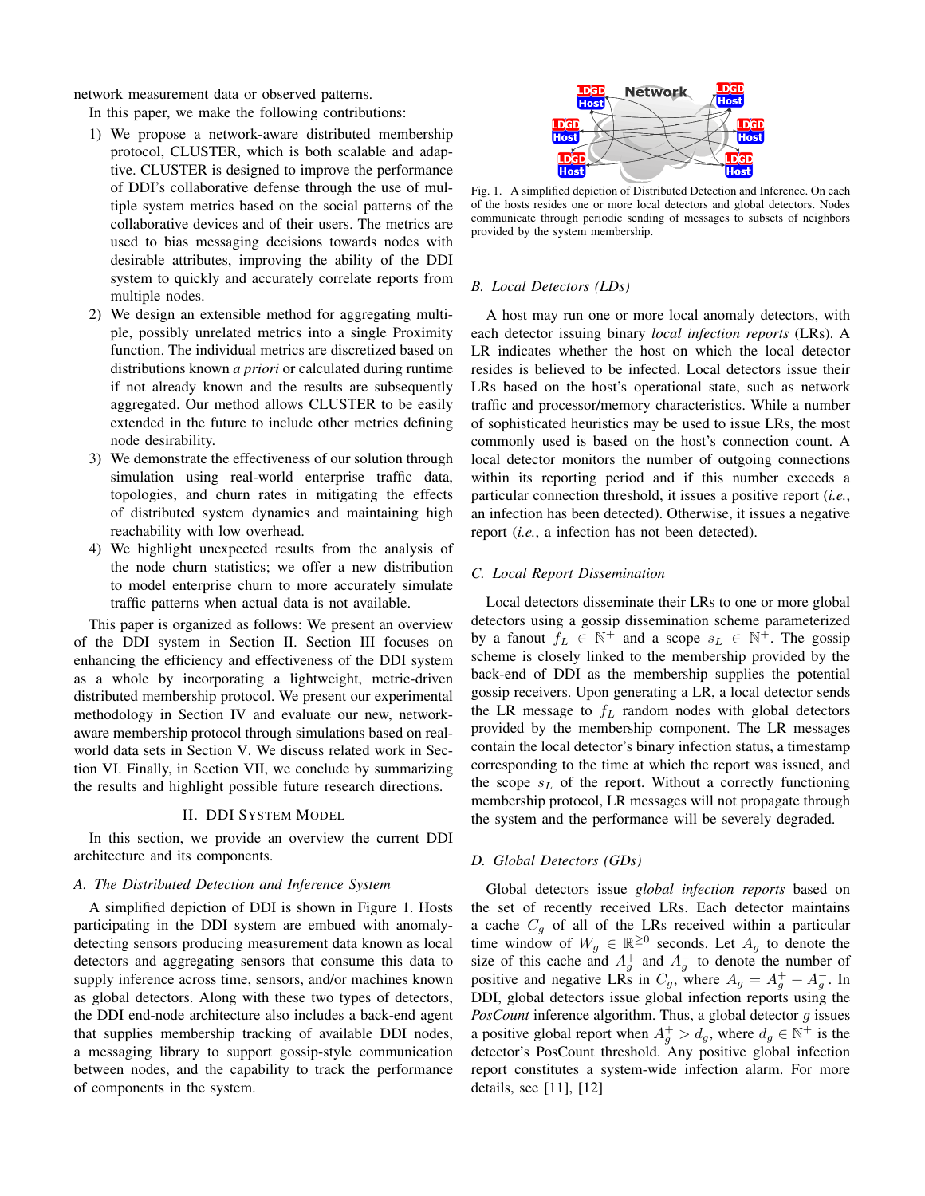network measurement data or observed patterns.

In this paper, we make the following contributions:

1) We propose a network-aware distributed membership protocol, CLUSTER, which is both scalable and adaptive. CLUSTER is designed to improve the performance of DDI's collaborative defense through the use of multiple system metrics based on the social patterns of the collaborative devices and of their users. The metrics are used to bias messaging decisions towards nodes with desirable attributes, improving the ability of the DDI system to quickly and accurately correlate reports from multiple nodes.
2) We design an extensible method for aggregating multiple, possibly unrelated metrics into a single Proximity function. The individual metrics are discretized based on distributions known *a priori* or calculated during runtime if not already known and the results are subsequently aggregated. Our method allows CLUSTER to be easily extended in the future to include other metrics defining node desirability.
3) We demonstrate the effectiveness of our solution through simulation using real-world enterprise traffic data, topologies, and churn rates in mitigating the effects of distributed system dynamics and maintaining high reachability with low overhead.
4) We highlight unexpected results from the analysis of the node churn statistics; we offer a new distribution to model enterprise churn to more accurately simulate traffic patterns when actual data is not available.

This paper is organized as follows: We present an overview of the DDI system in Section II. Section III focuses on enhancing the efficiency and effectiveness of the DDI system as a whole by incorporating a lightweight, metric-driven distributed membership protocol. We present our experimental methodology in Section IV and evaluate our new, network-aware membership protocol through simulations based on real-world data sets in Section V. We discuss related work in Section VI. Finally, in Section VII, we conclude by summarizing the results and highlight possible future research directions.

## II. DDI System Model

In this section, we provide an overview the current DDI architecture and its components.

### A. The Distributed Detection and Inference System

A simplified depiction of DDI is shown in Figure 1. Hosts participating in the DDI system are embued with anomaly-detecting sensors producing measurement data known as local detectors and aggregating sensors that consume this data to supply inference across time, sensors, and/or machines known as global detectors. Along with these two types of detectors, the DDI end-node architecture also includes a back-end agent that supplies membership tracking of available DDI nodes, a messaging library to support gossip-style communication between nodes, and the capability to track the performance of components in the system.

Fig. 1. A simplified depiction of Distributed Detection and Inference. On each of the hosts resides one or more local detectors and global detectors. Nodes communicate through periodic sending of messages to subsets of neighbors provided by the system membership.

### B. Local Detectors (LDs)

A host may run one or more local anomaly detectors, with each detector issuing binary *local infection reports* (LRs). A LR indicates whether the host on which the local detector resides is believed to be infected. Local detectors issue their LRs based on the host's operational state, such as network traffic and processor/memory characteristics. While a number of sophisticated heuristics may be used to issue LRs, the most commonly used is based on the host's connection count. A local detector monitors the number of outgoing connections within its reporting period and if this number exceeds a particular connection threshold, it issues a positive report (*i.e.*, an infection has been detected). Otherwise, it issues a negative report (*i.e.*, a infection has not been detected).

### C. Local Report Dissemination

Local detectors disseminate their LRs to one or more global detectors using a gossip dissemination scheme parameterized by a fanout $f_L \in \mathbb{N}^+$ and a scope $s_L \in \mathbb{N}^+$. The gossip scheme is closely linked to the membership provided by the back-end of DDI as the membership supplies the potential gossip receivers. Upon generating a LR, a local detector sends the LR message to $f_L$ random nodes with global detectors provided by the membership component. The LR messages contain the local detector's binary infection status, a timestamp corresponding to the time at which the report was issued, and the scope $s_L$ of the report. Without a correctly functioning membership protocol, LR messages will not propagate through the system and the performance will be severely degraded.

### D. Global Detectors (GDs)

Global detectors issue *global infection reports* based on the set of recently received LRs. Each detector maintains a cache $C_g$ of all of the LRs received within a particular time window of $W_g \in \mathbb{R}^{\geq 0}$ seconds. Let $A_g$ to denote the size of this cache and $A_g^+$ and $A_g^-$ to denote the number of positive and negative LRs in $C_g$, where $A_g = A_g^+ + A_g^-$. In DDI, global detectors issue global infection reports using the *PosCount* inference algorithm. Thus, a global detector $g$ issues a positive global report when $A_g^+ > d_g$, where $d_g \in \mathbb{N}^+$ is the detector's PosCount threshold. Any positive global infection report constitutes a system-wide infection alarm. For more details, see [11], [12]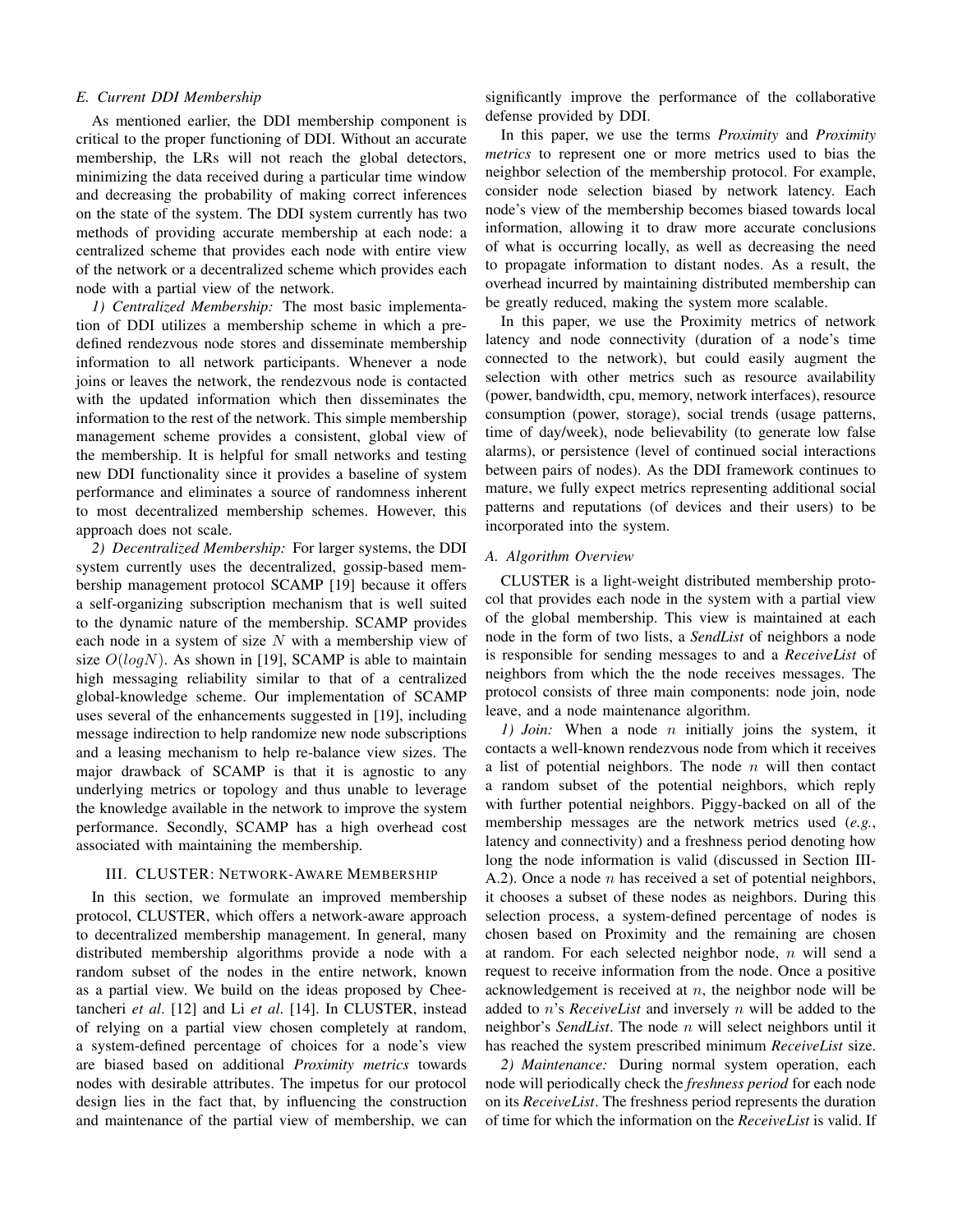### E. Current DDI Membership

As mentioned earlier, the DDI membership component is critical to the proper functioning of DDI. Without an accurate membership, the LRs will not reach the global detectors, minimizing the data received during a particular time window and decreasing the probability of making correct inferences on the state of the system. The DDI system currently has two methods of providing accurate membership at each node: a centralized scheme that provides each node with entire view of the network or a decentralized scheme which provides each node with a partial view of the network.

*1) Centralized Membership:* The most basic implementation of DDI utilizes a membership scheme in which a predefined rendezvous node stores and disseminate membership information to all network participants. Whenever a node joins or leaves the network, the rendezvous node is contacted with the updated information which then disseminates the information to the rest of the network. This simple membership management scheme provides a consistent, global view of the membership. It is helpful for small networks and testing new DDI functionality since it provides a baseline of system performance and eliminates a source of randomness inherent to most decentralized membership schemes. However, this approach does not scale.

*2) Decentralized Membership:* For larger systems, the DDI system currently uses the decentralized, gossip-based membership management protocol SCAMP [19] because it offers a self-organizing subscription mechanism that is well suited to the dynamic nature of the membership. SCAMP provides each node in a system of size $N$ with a membership view of size $O(logN)$. As shown in [19], SCAMP is able to maintain high messaging reliability similar to that of a centralized global-knowledge scheme. Our implementation of SCAMP uses several of the enhancements suggested in [19], including message indirection to help randomize new node subscriptions and a leasing mechanism to help re-balance view sizes. The major drawback of SCAMP is that it is agnostic to any underlying metrics or topology and thus unable to leverage the knowledge available in the network to improve the system performance. Secondly, SCAMP has a high overhead cost associated with maintaining the membership.

## III. CLUSTER: Network-Aware Membership

In this section, we formulate an improved membership protocol, CLUSTER, which offers a network-aware approach to decentralized membership management. In general, many distributed membership algorithms provide a node with a random subset of the nodes in the entire network, known as a partial view. We build on the ideas proposed by Cheetancheri *et al*. [12] and Li *et al*. [14]. In CLUSTER, instead of relying on a partial view chosen completely at random, a system-defined percentage of choices for a node's view are biased based on additional *Proximity metrics* towards nodes with desirable attributes. The impetus for our protocol design lies in the fact that, by influencing the construction and maintenance of the partial view of membership, we can significantly improve the performance of the collaborative defense provided by DDI.

In this paper, we use the terms *Proximity* and *Proximity metrics* to represent one or more metrics used to bias the neighbor selection of the membership protocol. For example, consider node selection biased by network latency. Each node's view of the membership becomes biased towards local information, allowing it to draw more accurate conclusions of what is occurring locally, as well as decreasing the need to propagate information to distant nodes. As a result, the overhead incurred by maintaining distributed membership can be greatly reduced, making the system more scalable.

In this paper, we use the Proximity metrics of network latency and node connectivity (duration of a node's time connected to the network), but could easily augment the selection with other metrics such as resource availability (power, bandwidth, cpu, memory, network interfaces), resource consumption (power, storage), social trends (usage patterns, time of day/week), node believability (to generate low false alarms), or persistence (level of continued social interactions between pairs of nodes). As the DDI framework continues to mature, we fully expect metrics representing additional social patterns and reputations (of devices and their users) to be incorporated into the system.

### A. Algorithm Overview

CLUSTER is a light-weight distributed membership protocol that provides each node in the system with a partial view of the global membership. This view is maintained at each node in the form of two lists, a *SendList* of neighbors a node is responsible for sending messages to and a *ReceiveList* of neighbors from which the the node receives messages. The protocol consists of three main components: node join, node leave, and a node maintenance algorithm.

*1) Join:* When a node $n$ initially joins the system, it contacts a well-known rendezvous node from which it receives a list of potential neighbors. The node $n$ will then contact a random subset of the potential neighbors, which reply with further potential neighbors. Piggy-backed on all of the membership messages are the network metrics used (*e.g.*, latency and connectivity) and a freshness period denoting how long the node information is valid (discussed in Section III-A.2). Once a node $n$ has received a set of potential neighbors, it chooses a subset of these nodes as neighbors. During this selection process, a system-defined percentage of nodes is chosen based on Proximity and the remaining are chosen at random. For each selected neighbor node, $n$ will send a request to receive information from the node. Once a positive acknowledgement is received at $n$, the neighbor node will be added to $n$'s *ReceiveList* and inversely $n$ will be added to the neighbor's *SendList*. The node $n$ will select neighbors until it has reached the system prescribed minimum *ReceiveList* size.

*2) Maintenance:* During normal system operation, each node will periodically check the *freshness period* for each node on its *ReceiveList*. The freshness period represents the duration of time for which the information on the *ReceiveList* is valid. If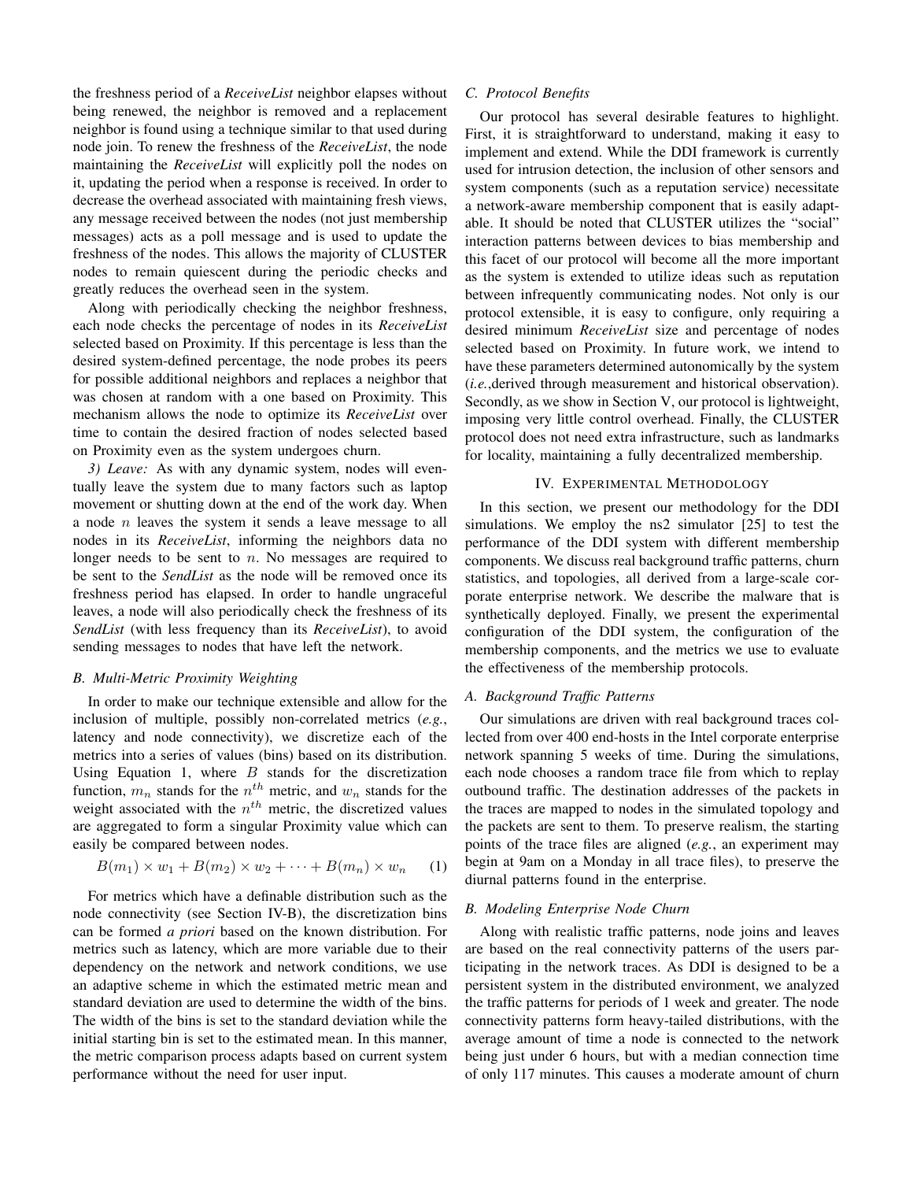the freshness period of a *ReceiveList* neighbor elapses without being renewed, the neighbor is removed and a replacement neighbor is found using a technique similar to that used during node join. To renew the freshness of the *ReceiveList*, the node maintaining the *ReceiveList* will explicitly poll the nodes on it, updating the period when a response is received. In order to decrease the overhead associated with maintaining fresh views, any message received between the nodes (not just membership messages) acts as a poll message and is used to update the freshness of the nodes. This allows the majority of CLUSTER nodes to remain quiescent during the periodic checks and greatly reduces the overhead seen in the system.

Along with periodically checking the neighbor freshness, each node checks the percentage of nodes in its *ReceiveList* selected based on Proximity. If this percentage is less than the desired system-defined percentage, the node probes its peers for possible additional neighbors and replaces a neighbor that was chosen at random with a one based on Proximity. This mechanism allows the node to optimize its *ReceiveList* over time to contain the desired fraction of nodes selected based on Proximity even as the system undergoes churn.

*3) Leave:* As with any dynamic system, nodes will eventually leave the system due to many factors such as laptop movement or shutting down at the end of the work day. When a node $n$ leaves the system it sends a leave message to all nodes in its *ReceiveList*, informing the neighbors data no longer needs to be sent to $n$. No messages are required to be sent to the *SendList* as the node will be removed once its freshness period has elapsed. In order to handle ungraceful leaves, a node will also periodically check the freshness of its *SendList* (with less frequency than its *ReceiveList*), to avoid sending messages to nodes that have left the network.

### B. Multi-Metric Proximity Weighting

In order to make our technique extensible and allow for the inclusion of multiple, possibly non-correlated metrics (*e.g.*, latency and node connectivity), we discretize each of the metrics into a series of values (bins) based on its distribution. Using Equation 1, where $B$ stands for the discretization function, $m_n$ stands for the $n^{th}$ metric, and $w_n$ stands for the weight associated with the $n^{th}$ metric, the discretized values are aggregated to form a singular Proximity value which can easily be compared between nodes.

$$B(m_1) \times w_1 + B(m_2) \times w_2 + \cdots + B(m_n) \times w_n \qquad (1)$$

For metrics which have a definable distribution such as the node connectivity (see Section IV-B), the discretization bins can be formed *a priori* based on the known distribution. For metrics such as latency, which are more variable due to their dependency on the network and network conditions, we use an adaptive scheme in which the estimated metric mean and standard deviation are used to determine the width of the bins. The width of the bins is set to the standard deviation while the initial starting bin is set to the estimated mean. In this manner, the metric comparison process adapts based on current system performance without the need for user input.

### C. Protocol Benefits

Our protocol has several desirable features to highlight. First, it is straightforward to understand, making it easy to implement and extend. While the DDI framework is currently used for intrusion detection, the inclusion of other sensors and system components (such as a reputation service) necessitate a network-aware membership component that is easily adaptable. It should be noted that CLUSTER utilizes the "social" interaction patterns between devices to bias membership and this facet of our protocol will become all the more important as the system is extended to utilize ideas such as reputation between infrequently communicating nodes. Not only is our protocol extensible, it is easy to configure, only requiring a desired minimum *ReceiveList* size and percentage of nodes selected based on Proximity. In future work, we intend to have these parameters determined autonomically by the system (*i.e.*,derived through measurement and historical observation). Secondly, as we show in Section V, our protocol is lightweight, imposing very little control overhead. Finally, the CLUSTER protocol does not need extra infrastructure, such as landmarks for locality, maintaining a fully decentralized membership.

## IV. Experimental Methodology

In this section, we present our methodology for the DDI simulations. We employ the ns2 simulator [25] to test the performance of the DDI system with different membership components. We discuss real background traffic patterns, churn statistics, and topologies, all derived from a large-scale corporate enterprise network. We describe the malware that is synthetically deployed. Finally, we present the experimental configuration of the DDI system, the configuration of the membership components, and the metrics we use to evaluate the effectiveness of the membership protocols.

### A. Background Traffic Patterns

Our simulations are driven with real background traces collected from over 400 end-hosts in the Intel corporate enterprise network spanning 5 weeks of time. During the simulations, each node chooses a random trace file from which to replay outbound traffic. The destination addresses of the packets in the traces are mapped to nodes in the simulated topology and the packets are sent to them. To preserve realism, the starting points of the trace files are aligned (*e.g.*, an experiment may begin at 9am on a Monday in all trace files), to preserve the diurnal patterns found in the enterprise.

### B. Modeling Enterprise Node Churn

Along with realistic traffic patterns, node joins and leaves are based on the real connectivity patterns of the users participating in the network traces. As DDI is designed to be a persistent system in the distributed environment, we analyzed the traffic patterns for periods of 1 week and greater. The node connectivity patterns form heavy-tailed distributions, with the average amount of time a node is connected to the network being just under 6 hours, but with a median connection time of only 117 minutes. This causes a moderate amount of churn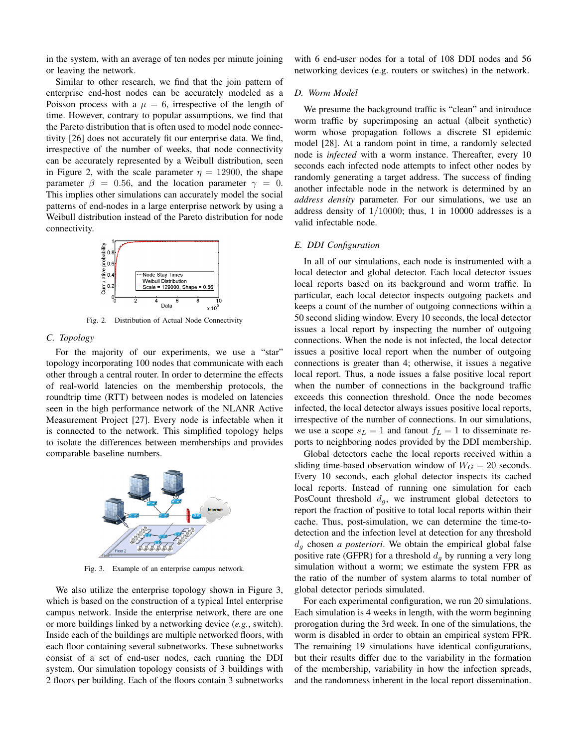in the system, with an average of ten nodes per minute joining or leaving the network.

Similar to other research, we find that the join pattern of enterprise end-host nodes can be accurately modeled as a Poisson process with a $\mu = 6$, irrespective of the length of time. However, contrary to popular assumptions, we find that the Pareto distribution that is often used to model node connectivity [26] does not accurately fit our enterprise data. We find, irrespective of the number of weeks, that node connectivity can be accurately represented by a Weibull distribution, seen in Figure 2, with the scale parameter $\eta = 12900$, the shape parameter $\beta = 0.56$, and the location parameter $\gamma = 0$. This implies other simulations can accurately model the social patterns of end-nodes in a large enterprise network by using a Weibull distribution instead of the Pareto distribution for node connectivity.

Fig. 2. Distribution of Actual Node Connectivity

### C. Topology

For the majority of our experiments, we use a "star" topology incorporating 100 nodes that communicate with each other through a central router. In order to determine the effects of real-world latencies on the membership protocols, the roundtrip time (RTT) between nodes is modeled on latencies seen in the high performance network of the NLANR Active Measurement Project [27]. Every node is infectable when it is connected to the network. This simplified topology helps to isolate the differences between memberships and provides comparable baseline numbers.

Fig. 3. Example of an enterprise campus network.

We also utilize the enterprise topology shown in Figure 3, which is based on the construction of a typical Intel enterprise campus network. Inside the enterprise network, there are one or more buildings linked by a networking device (*e.g.*, switch). Inside each of the buildings are multiple networked floors, with each floor containing several subnetworks. These subnetworks consist of a set of end-user nodes, each running the DDI system. Our simulation topology consists of 3 buildings with 2 floors per building. Each of the floors contain 3 subnetworks with 6 end-user nodes for a total of 108 DDI nodes and 56 networking devices (e.g. routers or switches) in the network.

### D. Worm Model

We presume the background traffic is "clean" and introduce worm traffic by superimposing an actual (albeit synthetic) worm whose propagation follows a discrete SI epidemic model [28]. At a random point in time, a randomly selected node is *infected* with a worm instance. Thereafter, every 10 seconds each infected node attempts to infect other nodes by randomly generating a target address. The success of finding another infectable node in the network is determined by an *address density* parameter. For our simulations, we use an address density of $1/10000$; thus, 1 in 10000 addresses is a valid infectable node.

### E. DDI Configuration

In all of our simulations, each node is instrumented with a local detector and global detector. Each local detector issues local reports based on its background and worm traffic. In particular, each local detector inspects outgoing packets and keeps a count of the number of outgoing connections within a 50 second sliding window. Every 10 seconds, the local detector issues a local report by inspecting the number of outgoing connections. When the node is not infected, the local detector issues a positive local report when the number of outgoing connections is greater than 4; otherwise, it issues a negative local report. Thus, a node issues a false positive local report when the number of connections in the background traffic exceeds this connection threshold. Once the node becomes infected, the local detector always issues positive local reports, irrespective of the number of connections. In our simulations, we use a scope $s_L = 1$ and fanout $f_L = 1$ to disseminate reports to neighboring nodes provided by the DDI membership.

Global detectors cache the local reports received within a sliding time-based observation window of $W_G = 20$ seconds. Every 10 seconds, each global detector inspects its cached local reports. Instead of running one simulation for each PosCount threshold $d_g$, we instrument global detectors to report the fraction of positive to total local reports within their cache. Thus, post-simulation, we can determine the time-to-detection and the infection level at detection for any threshold $d_g$ chosen *a posteriori*. We obtain the empirical global false positive rate (GFPR) for a threshold $d_g$ by running a very long simulation without a worm; we estimate the system FPR as the ratio of the number of system alarms to total number of global detector periods simulated.

For each experimental configuration, we run 20 simulations. Each simulation is 4 weeks in length, with the worm beginning prorogation during the 3rd week. In one of the simulations, the worm is disabled in order to obtain an empirical system FPR. The remaining 19 simulations have identical configurations, but their results differ due to the variability in the formation of the membership, variability in how the infection spreads, and the randomness inherent in the local report dissemination.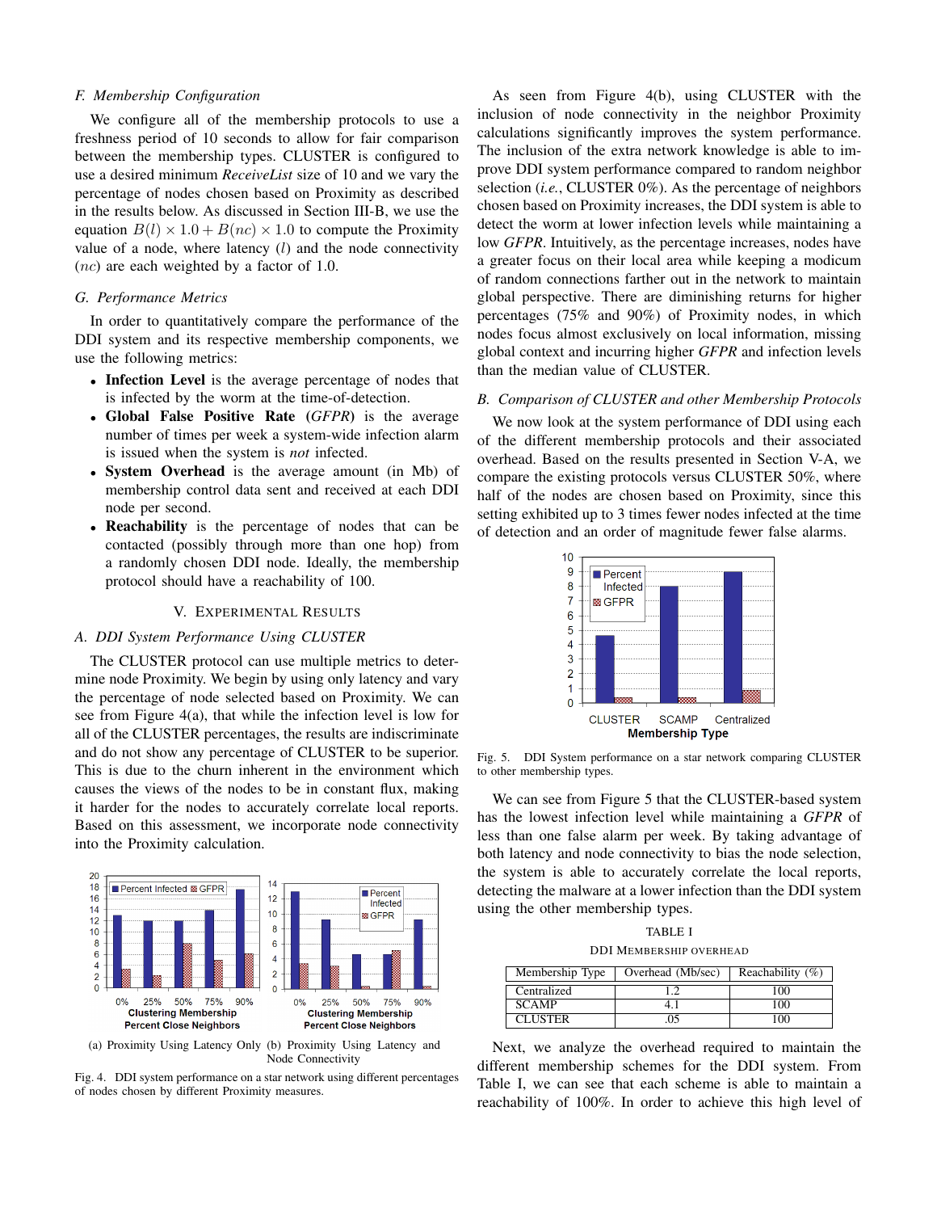### F. Membership Configuration

We configure all of the membership protocols to use a freshness period of 10 seconds to allow for fair comparison between the membership types. CLUSTER is configured to use a desired minimum *ReceiveList* size of 10 and we vary the percentage of nodes chosen based on Proximity as described in the results below. As discussed in Section III-B, we use the equation $B(l) \times 1.0 + B(nc) \times 1.0$ to compute the Proximity value of a node, where latency ($l$) and the node connectivity ($nc$) are each weighted by a factor of 1.0.

### G. Performance Metrics

In order to quantitatively compare the performance of the DDI system and its respective membership components, we use the following metrics:

- **Infection Level** is the average percentage of nodes that is infected by the worm at the time-of-detection.
- **Global False Positive Rate** (*GFPR*) is the average number of times per week a system-wide infection alarm is issued when the system is *not* infected.
- **System Overhead** is the average amount (in Mb) of membership control data sent and received at each DDI node per second.
- **Reachability** is the percentage of nodes that can be contacted (possibly through more than one hop) from a randomly chosen DDI node. Ideally, the membership protocol should have a reachability of 100.

## V. Experimental Results

### A. DDI System Performance Using CLUSTER

The CLUSTER protocol can use multiple metrics to determine node Proximity. We begin by using only latency and vary the percentage of node selected based on Proximity. We can see from Figure 4(a), that while the infection level is low for all of the CLUSTER percentages, the results are indiscriminate and do not show any percentage of CLUSTER to be superior. This is due to the churn inherent in the environment which causes the views of the nodes to be in constant flux, making it harder for the nodes to accurately correlate local reports. Based on this assessment, we incorporate node connectivity into the Proximity calculation.

(a) Proximity Using Latency Only (b) Proximity Using Latency and Node Connectivity

Fig. 4. DDI system performance on a star network using different percentages of nodes chosen by different Proximity measures.

As seen from Figure 4(b), using CLUSTER with the inclusion of node connectivity in the neighbor Proximity calculations significantly improves the system performance. The inclusion of the extra network knowledge is able to improve DDI system performance compared to random neighbor selection (*i.e.*, CLUSTER 0%). As the percentage of neighbors chosen based on Proximity increases, the DDI system is able to detect the worm at lower infection levels while maintaining a low *GFPR*. Intuitively, as the percentage increases, nodes have a greater focus on their local area while keeping a modicum of random connections farther out in the network to maintain global perspective. There are diminishing returns for higher percentages (75% and 90%) of Proximity nodes, in which nodes focus almost exclusively on local information, missing global context and incurring higher *GFPR* and infection levels than the median value of CLUSTER.

### B. Comparison of CLUSTER and other Membership Protocols

We now look at the system performance of DDI using each of the different membership protocols and their associated overhead. Based on the results presented in Section V-A, we compare the existing protocols versus CLUSTER 50%, where half of the nodes are chosen based on Proximity, since this setting exhibited up to 3 times fewer nodes infected at the time of detection and an order of magnitude fewer false alarms.

Fig. 5. DDI System performance on a star network comparing CLUSTER to other membership types.

We can see from Figure 5 that the CLUSTER-based system has the lowest infection level while maintaining a *GFPR* of less than one false alarm per week. By taking advantage of both latency and node connectivity to bias the node selection, the system is able to accurately correlate the local reports, detecting the malware at a lower infection than the DDI system using the other membership types.

TABLE I
DDI Membership Overhead

| Membership Type | Overhead (Mb/sec) | Reachability (%) |
|---|---|---|
| Centralized | 1.2 | 100 |
| SCAMP | 4.1 | 100 |
| CLUSTER | .05 | 100 |

Next, we analyze the overhead required to maintain the different membership schemes for the DDI system. From Table I, we can see that each scheme is able to maintain a reachability of 100%. In order to achieve this high level of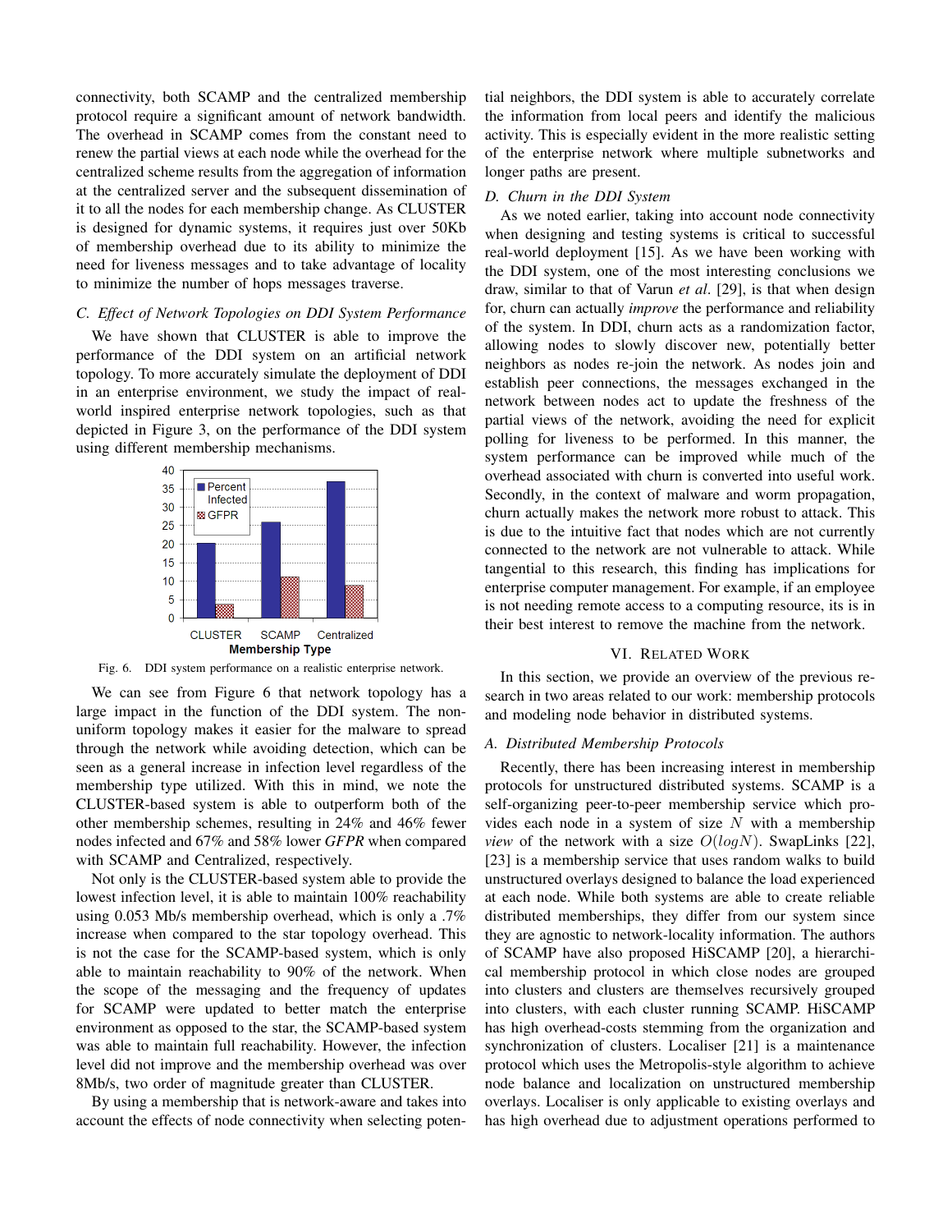connectivity, both SCAMP and the centralized membership protocol require a significant amount of network bandwidth. The overhead in SCAMP comes from the constant need to renew the partial views at each node while the overhead for the centralized scheme results from the aggregation of information at the centralized server and the subsequent dissemination of it to all the nodes for each membership change. As CLUSTER is designed for dynamic systems, it requires just over 50Kb of membership overhead due to its ability to minimize the need for liveness messages and to take advantage of locality to minimize the number of hops messages traverse.

### C. Effect of Network Topologies on DDI System Performance

We have shown that CLUSTER is able to improve the performance of the DDI system on an artificial network topology. To more accurately simulate the deployment of DDI in an enterprise environment, we study the impact of real-world inspired enterprise network topologies, such as that depicted in Figure 3, on the performance of the DDI system using different membership mechanisms.

40
35
30
25
20
15
10
5
0

Percent Infected
GFPR

CLUSTER SCAMP Centralized

Membership Type

Fig. 6. DDI system performance on a realistic enterprise network.

We can see from Figure 6 that network topology has a large impact in the function of the DDI system. The non-uniform topology makes it easier for the malware to spread through the network while avoiding detection, which can be seen as a general increase in infection level regardless of the membership type utilized. With this in mind, we note the CLUSTER-based system is able to outperform both of the other membership schemes, resulting in 24% and 46% fewer nodes infected and 67% and 58% lower *GFPR* when compared with SCAMP and Centralized, respectively.

Not only is the CLUSTER-based system able to provide the lowest infection level, it is able to maintain 100% reachability using 0.053 Mb/s membership overhead, which is only a .7% increase when compared to the star topology overhead. This is not the case for the SCAMP-based system, which is only able to maintain reachability to 90% of the network. When the scope of the messaging and the frequency of updates for SCAMP were updated to better match the enterprise environment as opposed to the star, the SCAMP-based system was able to maintain full reachability. However, the infection level did not improve and the membership overhead was over 8Mb/s, two order of magnitude greater than CLUSTER.

By using a membership that is network-aware and takes into account the effects of node connectivity when selecting potential neighbors, the DDI system is able to accurately correlate the information from local peers and identify the malicious activity. This is especially evident in the more realistic setting of the enterprise network where multiple subnetworks and longer paths are present.

### D. Churn in the DDI System

As we noted earlier, taking into account node connectivity when designing and testing systems is critical to successful real-world deployment [15]. As we have been working with the DDI system, one of the most interesting conclusions we draw, similar to that of Varun *et al*. [29], is that when design for, churn can actually *improve* the performance and reliability of the system. In DDI, churn acts as a randomization factor, allowing nodes to slowly discover new, potentially better neighbors as nodes re-join the network. As nodes join and establish peer connections, the messages exchanged in the network between nodes act to update the freshness of the partial views of the network, avoiding the need for explicit polling for liveness to be performed. In this manner, the system performance can be improved while much of the overhead associated with churn is converted into useful work. Secondly, in the context of malware and worm propagation, churn actually makes the network more robust to attack. This is due to the intuitive fact that nodes which are not currently connected to the network are not vulnerable to attack. While tangential to this research, this finding has implications for enterprise computer management. For example, if an employee is not needing remote access to a computing resource, its is in their best interest to remove the machine from the network.

## VI. Related Work

In this section, we provide an overview of the previous research in two areas related to our work: membership protocols and modeling node behavior in distributed systems.

### A. Distributed Membership Protocols

Recently, there has been increasing interest in membership protocols for unstructured distributed systems. SCAMP is a self-organizing peer-to-peer membership service which provides each node in a system of size $N$ with a membership *view* of the network with a size $O(logN)$. SwapLinks [22], [23] is a membership service that uses random walks to build unstructured overlays designed to balance the load experienced at each node. While both systems are able to create reliable distributed memberships, they differ from our system since they are agnostic to network-locality information. The authors of SCAMP have also proposed HiSCAMP [20], a hierarchical membership protocol in which close nodes are grouped into clusters and clusters are themselves recursively grouped into clusters, with each cluster running SCAMP. HiSCAMP has high overhead-costs stemming from the organization and synchronization of clusters. Localiser [21] is a maintenance protocol which uses the Metropolis-style algorithm to achieve node balance and localization on unstructured membership overlays. Localiser is only applicable to existing overlays and has high overhead due to adjustment operations performed to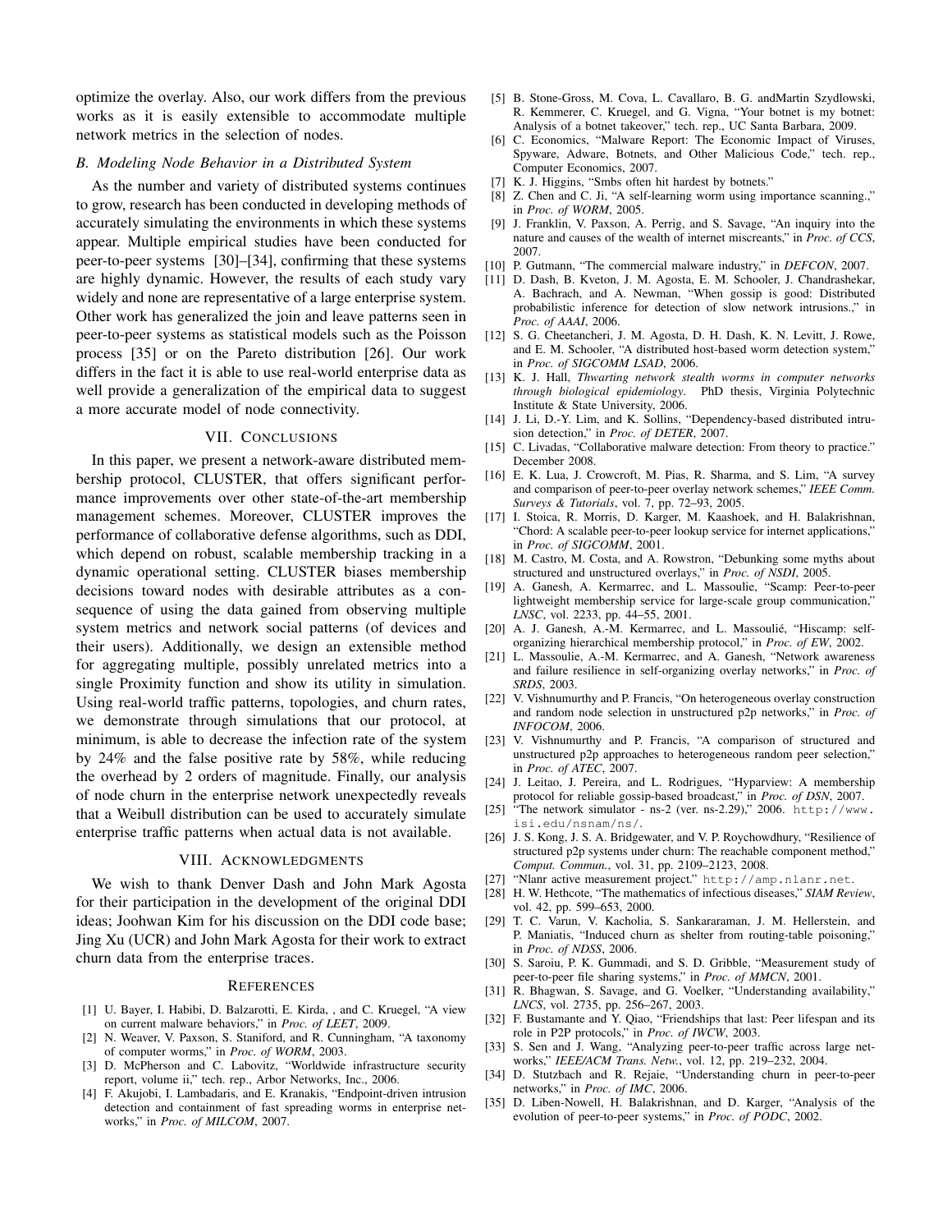optimize the overlay. Also, our work differs from the previous works as it is easily extensible to accommodate multiple network metrics in the selection of nodes.

### B. Modeling Node Behavior in a Distributed System

As the number and variety of distributed systems continues to grow, research has been conducted in developing methods of accurately simulating the environments in which these systems appear. Multiple empirical studies have been conducted for peer-to-peer systems [30]–[34], confirming that these systems are highly dynamic. However, the results of each study vary widely and none are representative of a large enterprise system. Other work has generalized the join and leave patterns seen in peer-to-peer systems as statistical models such as the Poisson process [35] or on the Pareto distribution [26]. Our work differs in the fact it is able to use real-world enterprise data as well provide a generalization of the empirical data to suggest a more accurate model of node connectivity.

## VII. Conclusions

In this paper, we present a network-aware distributed membership protocol, CLUSTER, that offers significant performance improvements over other state-of-the-art membership management schemes. Moreover, CLUSTER improves the performance of collaborative defense algorithms, such as DDI, which depend on robust, scalable membership tracking in a dynamic operational setting. CLUSTER biases membership decisions toward nodes with desirable attributes as a consequence of using the data gained from observing multiple system metrics and network social patterns (of devices and their users). Additionally, we design an extensible method for aggregating multiple, possibly unrelated metrics into a single Proximity function and show its utility in simulation. Using real-world traffic patterns, topologies, and churn rates, we demonstrate through simulations that our protocol, at minimum, is able to decrease the infection rate of the system by 24% and the false positive rate by 58%, while reducing the overhead by 2 orders of magnitude. Finally, our analysis of node churn in the enterprise network unexpectedly reveals that a Weibull distribution can be used to accurately simulate enterprise traffic patterns when actual data is not available.

## VIII. Acknowledgments

We wish to thank Denver Dash and John Mark Agosta for their participation in the development of the original DDI ideas; Joohwan Kim for his discussion on the DDI code base; Jing Xu (UCR) and John Mark Agosta for their work to extract churn data from the enterprise traces.

## References

[1] U. Bayer, I. Habibi, D. Balzarotti, E. Kirda, , and C. Kruegel, "A view on current malware behaviors," in *Proc. of LEET*, 2009.

[2] N. Weaver, V. Paxson, S. Staniford, and R. Cunningham, "A taxonomy of computer worms," in *Proc. of WORM*, 2003.

[3] D. McPherson and C. Labovitz, "Worldwide infrastructure security report, volume ii," tech. rep., Arbor Networks, Inc., 2006.

[4] F. Akujobi, I. Lambadaris, and E. Kranakis, "Endpoint-driven intrusion detection and containment of fast spreading worms in enterprise networks," in *Proc. of MILCOM*, 2007.

[5] B. Stone-Gross, M. Cova, L. Cavallaro, B. G. andMartin Szydlowski, R. Kemmerer, C. Kruegel, and G. Vigna, "Your botnet is my botnet: Analysis of a botnet takeover," tech. rep., UC Santa Barbara, 2009.

[6] C. Economics, "Malware Report: The Economic Impact of Viruses, Spyware, Adware, Botnets, and Other Malicious Code," tech. rep., Computer Economics, 2007.

[7] K. J. Higgins, "Smbs often hit hardest by botnets."

[8] Z. Chen and C. Ji, "A self-learning worm using importance scanning.," in *Proc. of WORM*, 2005.

[9] J. Franklin, V. Paxson, A. Perrig, and S. Savage, "An inquiry into the nature and causes of the wealth of internet miscreants," in *Proc. of CCS*, 2007.

[10] P. Gutmann, "The commercial malware industry," in *DEFCON*, 2007.

[11] D. Dash, B. Kveton, J. M. Agosta, E. M. Schooler, J. Chandrashekar, A. Bachrach, and A. Newman, "When gossip is good: Distributed probabilistic inference for detection of slow network intrusions.," in *Proc. of AAAI*, 2006.

[12] S. G. Cheetancheri, J. M. Agosta, D. H. Dash, K. N. Levitt, J. Rowe, and E. M. Schooler, "A distributed host-based worm detection system," in *Proc. of SIGCOMM LSAD*, 2006.

[13] K. J. Hall, *Thwarting network stealth worms in computer networks through biological epidemiology*. PhD thesis, Virginia Polytechnic Institute & State University, 2006.

[14] J. Li, D.-Y. Lim, and K. Sollins, "Dependency-based distributed intrusion detection," in *Proc. of DETER*, 2007.

[15] C. Livadas, "Collaborative malware detection: From theory to practice." December 2008.

[16] E. K. Lua, J. Crowcroft, M. Pias, R. Sharma, and S. Lim, "A survey and comparison of peer-to-peer overlay network schemes," *IEEE Comm. Surveys & Tutorials*, vol. 7, pp. 72–93, 2005.

[17] I. Stoica, R. Morris, D. Karger, M. Kaashoek, and H. Balakrishnan, "Chord: A scalable peer-to-peer lookup service for internet applications," in *Proc. of SIGCOMM*, 2001.

[18] M. Castro, M. Costa, and A. Rowstron, "Debunking some myths about structured and unstructured overlays," in *Proc. of NSDI*, 2005.

[19] A. Ganesh, A. Kermarrec, and L. Massoulie, "Scamp: Peer-to-peer lightweight membership service for large-scale group communication," *LNSC*, vol. 2233, pp. 44–55, 2001.

[20] A. J. Ganesh, A.-M. Kermarrec, and L. Massoulié, "Hiscamp: self-organizing hierarchical membership protocol," in *Proc. of EW*, 2002.

[21] L. Massoulie, A.-M. Kermarrec, and A. Ganesh, "Network awareness and failure resilience in self-organizing overlay networks," in *Proc. of SRDS*, 2003.

[22] V. Vishnumurthy and P. Francis, "On heterogeneous overlay construction and random node selection in unstructured p2p networks," in *Proc. of INFOCOM*, 2006.

[23] V. Vishnumurthy and P. Francis, "A comparison of structured and unstructured p2p approaches to heterogeneous random peer selection," in *Proc. of ATEC*, 2007.

[24] J. Leitao, J. Pereira, and L. Rodrigues, "Hyparview: A membership protocol for reliable gossip-based broadcast," in *Proc. of DSN*, 2007.

[25] "The network simulator - ns-2 (ver. ns-2.29)," 2006. `http://www.isi.edu/nsnam/ns/`.

[26] J. S. Kong, J. S. A. Bridgewater, and V. P. Roychowdhury, "Resilience of structured p2p systems under churn: The reachable component method," *Comput. Commun.*, vol. 31, pp. 2109–2123, 2008.

[27] "Nlanr active measurement project." `http://amp.nlanr.net`.

[28] H. W. Hethcote, "The mathematics of infectious diseases," *SIAM Review*, vol. 42, pp. 599–653, 2000.

[29] T. C. Varun, V. Kacholia, S. Sankararaman, J. M. Hellerstein, and P. Maniatis, "Induced churn as shelter from routing-table poisoning," in *Proc. of NDSS*, 2006.

[30] S. Saroiu, P. K. Gummadi, and S. D. Gribble, "Measurement study of peer-to-peer file sharing systems," in *Proc. of MMCN*, 2001.

[31] R. Bhagwan, S. Savage, and G. Voelker, "Understanding availability," *LNCS*, vol. 2735, pp. 256–267, 2003.

[32] F. Bustamante and Y. Qiao, "Friendships that last: Peer lifespan and its role in P2P protocols," in *Proc. of IWCW*, 2003.

[33] S. Sen and J. Wang, "Analyzing peer-to-peer traffic across large networks," *IEEE/ACM Trans. Netw.*, vol. 12, pp. 219–232, 2004.

[34] D. Stutzbach and R. Rejaie, "Understanding churn in peer-to-peer networks," in *Proc. of IMC*, 2006.

[35] D. Liben-Nowell, H. Balakrishnan, and D. Karger, "Analysis of the evolution of peer-to-peer systems," in *Proc. of PODC*, 2002.